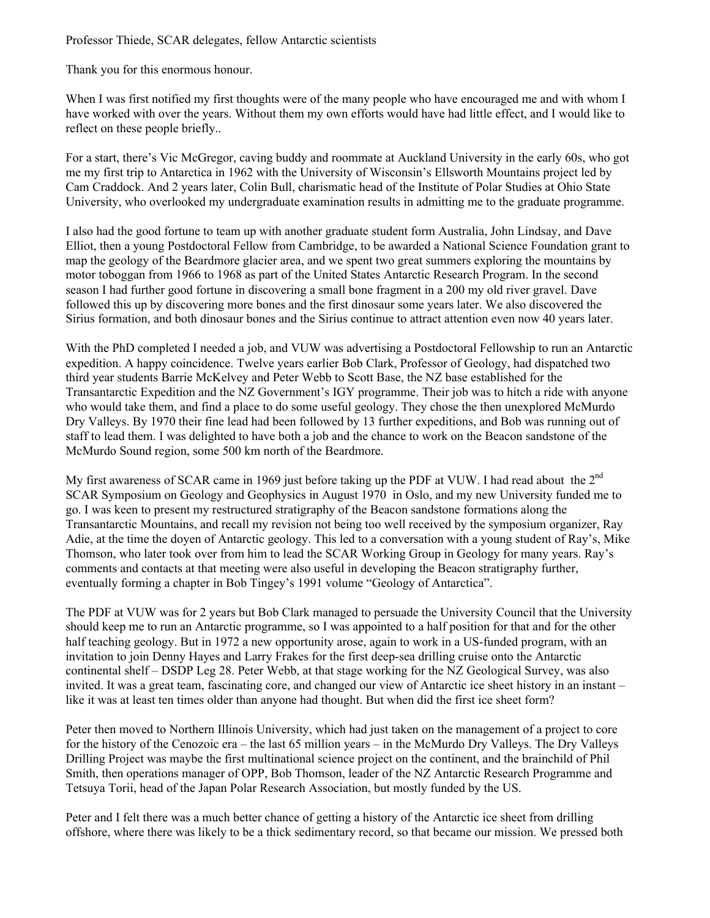Professor Thiede, SCAR delegates, fellow Antarctic scientists

Thank you for this enormous honour.

When I was first notified my first thoughts were of the many people who have encouraged me and with whom I have worked with over the years. Without them my own efforts would have had little effect, and I would like to reflect on these people briefly..

For a start, there's Vic McGregor, caving buddy and roommate at Auckland University in the early 60s, who got me my first trip to Antarctica in 1962 with the University of Wisconsin's Ellsworth Mountains project led by Cam Craddock. And 2 years later, Colin Bull, charismatic head of the Institute of Polar Studies at Ohio State University, who overlooked my undergraduate examination results in admitting me to the graduate programme.

I also had the good fortune to team up with another graduate student form Australia, John Lindsay, and Dave Elliot, then a young Postdoctoral Fellow from Cambridge, to be awarded a National Science Foundation grant to map the geology of the Beardmore glacier area, and we spent two great summers exploring the mountains by motor toboggan from 1966 to 1968 as part of the United States Antarctic Research Program. In the second season I had further good fortune in discovering a small bone fragment in a 200 my old river gravel. Dave followed this up by discovering more bones and the first dinosaur some years later. We also discovered the Sirius formation, and both dinosaur bones and the Sirius continue to attract attention even now 40 years later.

With the PhD completed I needed a job, and VUW was advertising a Postdoctoral Fellowship to run an Antarctic expedition. A happy coincidence. Twelve years earlier Bob Clark, Professor of Geology, had dispatched two third year students Barrie McKelvey and Peter Webb to Scott Base, the NZ base established for the Transantarctic Expedition and the NZ Government's IGY programme. Their job was to hitch a ride with anyone who would take them, and find a place to do some useful geology. They chose the then unexplored McMurdo Dry Valleys. By 1970 their fine lead had been followed by 13 further expeditions, and Bob was running out of staff to lead them. I was delighted to have both a job and the chance to work on the Beacon sandstone of the McMurdo Sound region, some 500 km north of the Beardmore.

My first awareness of SCAR came in 1969 just before taking up the PDF at VUW. I had read about the 2nd SCAR Symposium on Geology and Geophysics in August 1970 in Oslo, and my new University funded me to go. I was keen to present my restructured stratigraphy of the Beacon sandstone formations along the Transantarctic Mountains, and recall my revision not being too well received by the symposium organizer, Ray Adie, at the time the doyen of Antarctic geology. This led to a conversation with a young student of Ray's, Mike Thomson, who later took over from him to lead the SCAR Working Group in Geology for many years. Ray's comments and contacts at that meeting were also useful in developing the Beacon stratigraphy further, eventually forming a chapter in Bob Tingey's 1991 volume "Geology of Antarctica".

The PDF at VUW was for 2 years but Bob Clark managed to persuade the University Council that the University should keep me to run an Antarctic programme, so I was appointed to a half position for that and for the other half teaching geology. But in 1972 a new opportunity arose, again to work in a US-funded program, with an invitation to join Denny Hayes and Larry Frakes for the first deep-sea drilling cruise onto the Antarctic continental shelf – DSDP Leg 28. Peter Webb, at that stage working for the NZ Geological Survey, was also invited. It was a great team, fascinating core, and changed our view of Antarctic ice sheet history in an instant – like it was at least ten times older than anyone had thought. But when did the first ice sheet form?

Peter then moved to Northern Illinois University, which had just taken on the management of a project to core for the history of the Cenozoic era – the last 65 million years – in the McMurdo Dry Valleys. The Dry Valleys Drilling Project was maybe the first multinational science project on the continent, and the brainchild of Phil Smith, then operations manager of OPP, Bob Thomson, leader of the NZ Antarctic Research Programme and Tetsuya Torii, head of the Japan Polar Research Association, but mostly funded by the US.

Peter and I felt there was a much better chance of getting a history of the Antarctic ice sheet from drilling offshore, where there was likely to be a thick sedimentary record, so that became our mission. We pressed both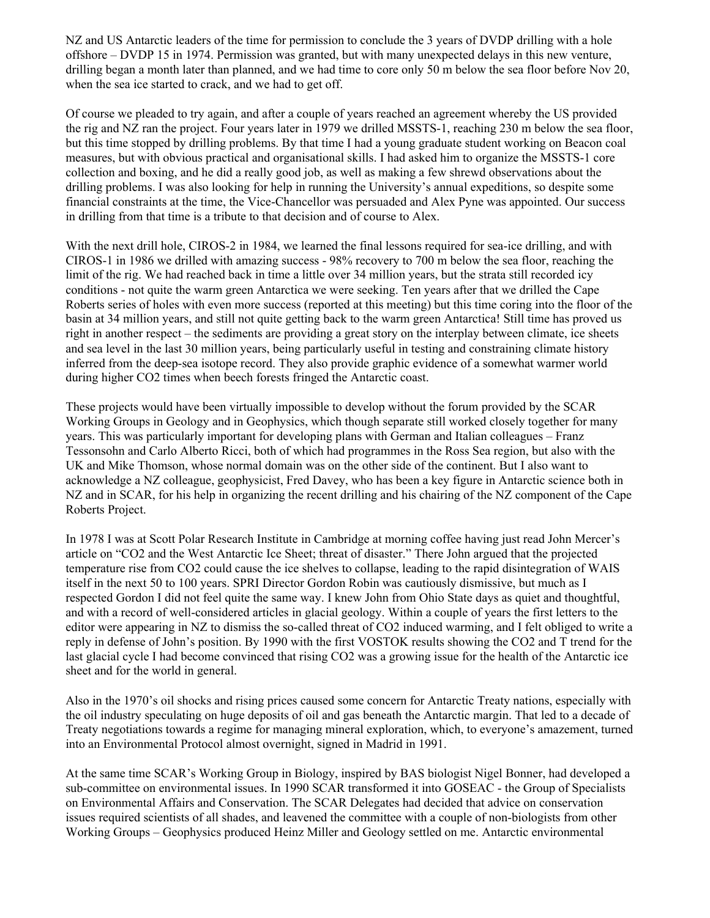NZ and US Antarctic leaders of the time for permission to conclude the 3 years of DVDP drilling with a hole offshore – DVDP 15 in 1974. Permission was granted, but with many unexpected delays in this new venture, drilling began a month later than planned, and we had time to core only 50 m below the sea floor before Nov 20, when the sea ice started to crack, and we had to get off.

Of course we pleaded to try again, and after a couple of years reached an agreement whereby the US provided the rig and NZ ran the project. Four years later in 1979 we drilled MSSTS-1, reaching 230 m below the sea floor, but this time stopped by drilling problems. By that time I had a young graduate student working on Beacon coal measures, but with obvious practical and organisational skills. I had asked him to organize the MSSTS-1 core collection and boxing, and he did a really good job, as well as making a few shrewd observations about the drilling problems. I was also looking for help in running the University's annual expeditions, so despite some financial constraints at the time, the Vice-Chancellor was persuaded and Alex Pyne was appointed. Our success in drilling from that time is a tribute to that decision and of course to Alex.

With the next drill hole, CIROS-2 in 1984, we learned the final lessons required for sea-ice drilling, and with CIROS-1 in 1986 we drilled with amazing success - 98% recovery to 700 m below the sea floor, reaching the limit of the rig. We had reached back in time a little over 34 million years, but the strata still recorded icy conditions - not quite the warm green Antarctica we were seeking. Ten years after that we drilled the Cape Roberts series of holes with even more success (reported at this meeting) but this time coring into the floor of the basin at 34 million years, and still not quite getting back to the warm green Antarctica! Still time has proved us right in another respect – the sediments are providing a great story on the interplay between climate, ice sheets and sea level in the last 30 million years, being particularly useful in testing and constraining climate history inferred from the deep-sea isotope record. They also provide graphic evidence of a somewhat warmer world during higher $CO_2$ times when beech forests fringed the Antarctic coast.

These projects would have been virtually impossible to develop without the forum provided by the SCAR Working Groups in Geology and in Geophysics, which though separate still worked closely together for many years. This was particularly important for developing plans with German and Italian colleagues – Franz Tessonsohn and Carlo Alberto Ricci, both of which had programmes in the Ross Sea region, but also with the UK and Mike Thomson, whose normal domain was on the other side of the continent. But I also want to acknowledge a NZ colleague, geophysicist, Fred Davey, who has been a key figure in Antarctic science both in NZ and in SCAR, for his help in organizing the recent drilling and his chairing of the NZ component of the Cape Roberts Project.

In 1978 I was at Scott Polar Research Institute in Cambridge at morning coffee having just read John Mercer's article on "$CO_2$ and the West Antarctic Ice Sheet; threat of disaster." There John argued that the projected temperature rise from $CO_2$ could cause the ice shelves to collapse, leading to the rapid disintegration of WAIS itself in the next 50 to 100 years. SPRI Director Gordon Robin was cautiously dismissive, but much as I respected Gordon I did not feel quite the same way. I knew John from Ohio State days as quiet and thoughtful, and with a record of well-considered articles in glacial geology. Within a couple of years the first letters to the editor were appearing in NZ to dismiss the so-called threat of $CO_2$ induced warming, and I felt obliged to write a reply in defense of John's position. By 1990 with the first VOSTOK results showing the $CO_2$ and T trend for the last glacial cycle I had become convinced that rising $CO_2$ was a growing issue for the health of the Antarctic ice sheet and for the world in general.

Also in the 1970's oil shocks and rising prices caused some concern for Antarctic Treaty nations, especially with the oil industry speculating on huge deposits of oil and gas beneath the Antarctic margin. That led to a decade of Treaty negotiations towards a regime for managing mineral exploration, which, to everyone's amazement, turned into an Environmental Protocol almost overnight, signed in Madrid in 1991.

At the same time SCAR's Working Group in Biology, inspired by BAS biologist Nigel Bonner, had developed a sub-committee on environmental issues. In 1990 SCAR transformed it into GOSEAC - the Group of Specialists on Environmental Affairs and Conservation. The SCAR Delegates had decided that advice on conservation issues required scientists of all shades, and leavened the committee with a couple of non-biologists from other Working Groups – Geophysics produced Heinz Miller and Geology settled on me. Antarctic environmental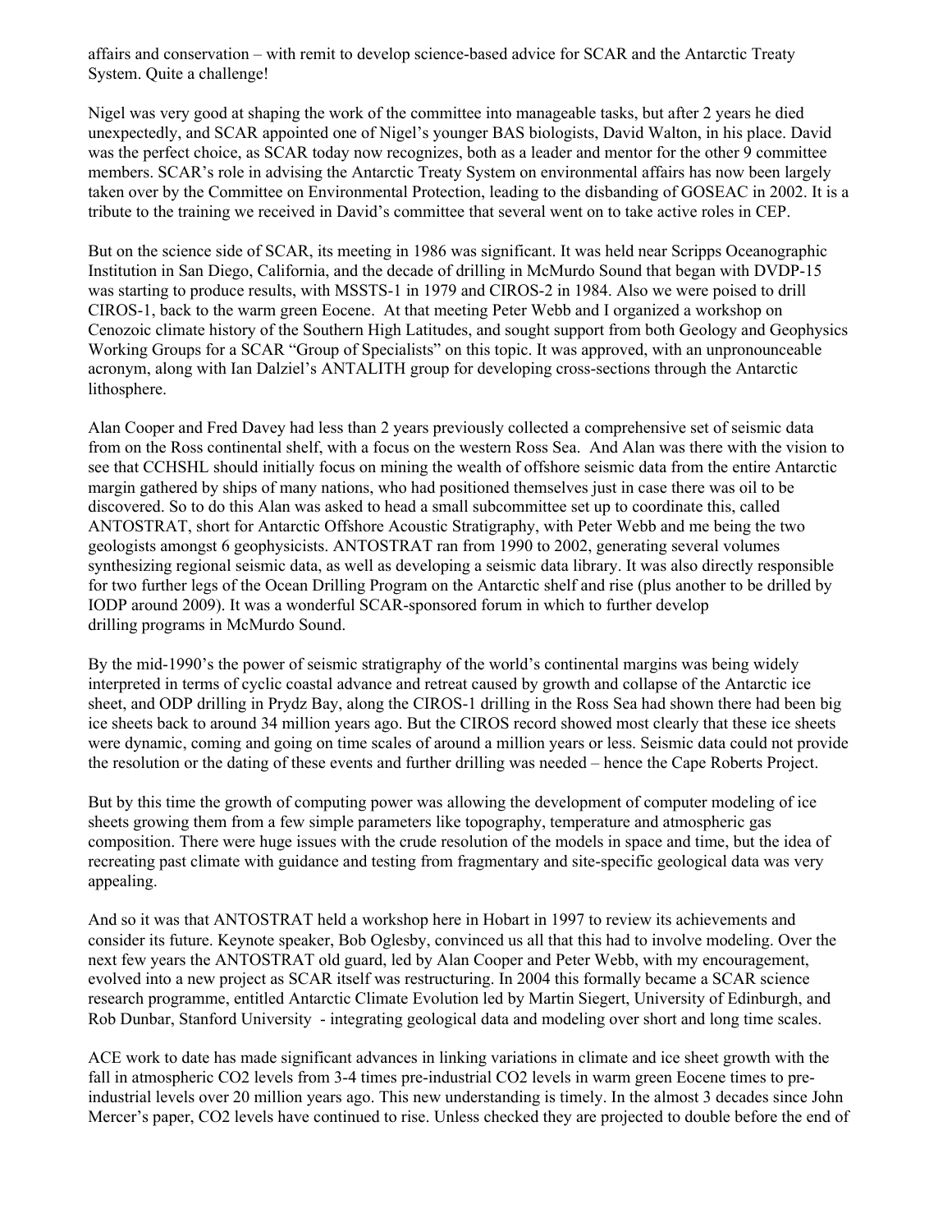affairs and conservation – with remit to develop science-based advice for SCAR and the Antarctic Treaty System. Quite a challenge!

Nigel was very good at shaping the work of the committee into manageable tasks, but after 2 years he died unexpectedly, and SCAR appointed one of Nigel's younger BAS biologists, David Walton, in his place. David was the perfect choice, as SCAR today now recognizes, both as a leader and mentor for the other 9 committee members. SCAR's role in advising the Antarctic Treaty System on environmental affairs has now been largely taken over by the Committee on Environmental Protection, leading to the disbanding of GOSEAC in 2002. It is a tribute to the training we received in David's committee that several went on to take active roles in CEP.

But on the science side of SCAR, its meeting in 1986 was significant. It was held near Scripps Oceanographic Institution in San Diego, California, and the decade of drilling in McMurdo Sound that began with DVDP-15 was starting to produce results, with MSSTS-1 in 1979 and CIROS-2 in 1984. Also we were poised to drill CIROS-1, back to the warm green Eocene. At that meeting Peter Webb and I organized a workshop on Cenozoic climate history of the Southern High Latitudes, and sought support from both Geology and Geophysics Working Groups for a SCAR "Group of Specialists" on this topic. It was approved, with an unpronounceable acronym, along with Ian Dalziel's ANTALITH group for developing cross-sections through the Antarctic lithosphere.

Alan Cooper and Fred Davey had less than 2 years previously collected a comprehensive set of seismic data from on the Ross continental shelf, with a focus on the western Ross Sea. And Alan was there with the vision to see that CCHSHL should initially focus on mining the wealth of offshore seismic data from the entire Antarctic margin gathered by ships of many nations, who had positioned themselves just in case there was oil to be discovered. So to do this Alan was asked to head a small subcommittee set up to coordinate this, called ANTOSTRAT, short for Antarctic Offshore Acoustic Stratigraphy, with Peter Webb and me being the two geologists amongst 6 geophysicists. ANTOSTRAT ran from 1990 to 2002, generating several volumes synthesizing regional seismic data, as well as developing a seismic data library. It was also directly responsible for two further legs of the Ocean Drilling Program on the Antarctic shelf and rise (plus another to be drilled by IODP around 2009). It was a wonderful SCAR-sponsored forum in which to further develop drilling programs in McMurdo Sound.

By the mid-1990's the power of seismic stratigraphy of the world's continental margins was being widely interpreted in terms of cyclic coastal advance and retreat caused by growth and collapse of the Antarctic ice sheet, and ODP drilling in Prydz Bay, along the CIROS-1 drilling in the Ross Sea had shown there had been big ice sheets back to around 34 million years ago. But the CIROS record showed most clearly that these ice sheets were dynamic, coming and going on time scales of around a million years or less. Seismic data could not provide the resolution or the dating of these events and further drilling was needed – hence the Cape Roberts Project.

But by this time the growth of computing power was allowing the development of computer modeling of ice sheets growing them from a few simple parameters like topography, temperature and atmospheric gas composition. There were huge issues with the crude resolution of the models in space and time, but the idea of recreating past climate with guidance and testing from fragmentary and site-specific geological data was very appealing.

And so it was that ANTOSTRAT held a workshop here in Hobart in 1997 to review its achievements and consider its future. Keynote speaker, Bob Oglesby, convinced us all that this had to involve modeling. Over the next few years the ANTOSTRAT old guard, led by Alan Cooper and Peter Webb, with my encouragement, evolved into a new project as SCAR itself was restructuring. In 2004 this formally became a SCAR science research programme, entitled Antarctic Climate Evolution led by Martin Siegert, University of Edinburgh, and Rob Dunbar, Stanford University - integrating geological data and modeling over short and long time scales.

ACE work to date has made significant advances in linking variations in climate and ice sheet growth with the fall in atmospheric $CO_2$ levels from 3-4 times pre-industrial $CO_2$ levels in warm green Eocene times to pre-industrial levels over 20 million years ago. This new understanding is timely. In the almost 3 decades since John Mercer's paper, $CO_2$ levels have continued to rise. Unless checked they are projected to double before the end of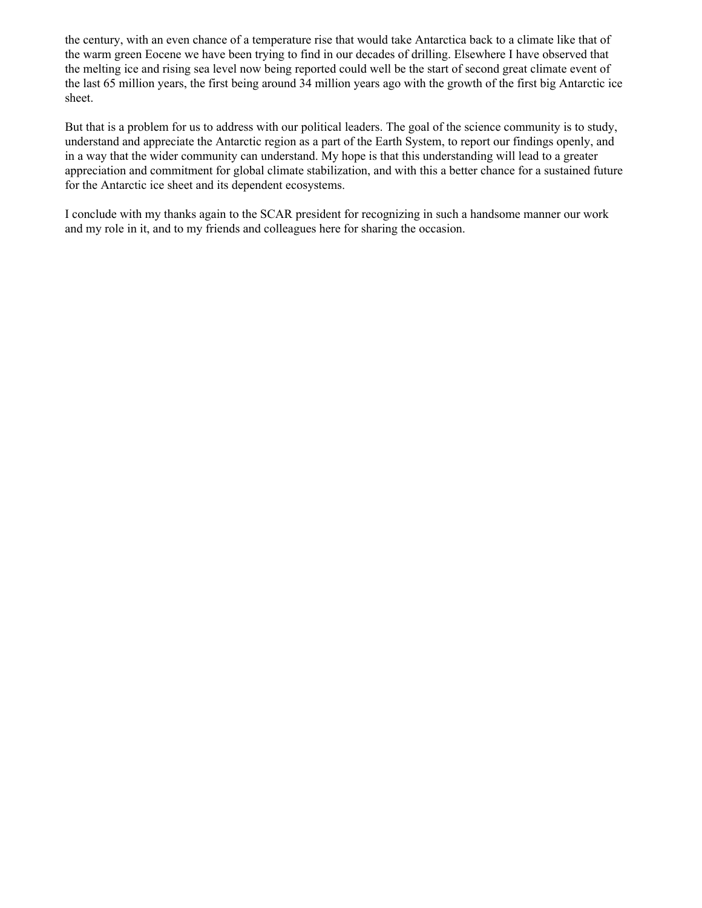the century, with an even chance of a temperature rise that would take Antarctica back to a climate like that of the warm green Eocene we have been trying to find in our decades of drilling. Elsewhere I have observed that the melting ice and rising sea level now being reported could well be the start of second great climate event of the last 65 million years, the first being around 34 million years ago with the growth of the first big Antarctic ice sheet.

But that is a problem for us to address with our political leaders. The goal of the science community is to study, understand and appreciate the Antarctic region as a part of the Earth System, to report our findings openly, and in a way that the wider community can understand. My hope is that this understanding will lead to a greater appreciation and commitment for global climate stabilization, and with this a better chance for a sustained future for the Antarctic ice sheet and its dependent ecosystems.

I conclude with my thanks again to the SCAR president for recognizing in such a handsome manner our work and my role in it, and to my friends and colleagues here for sharing the occasion.